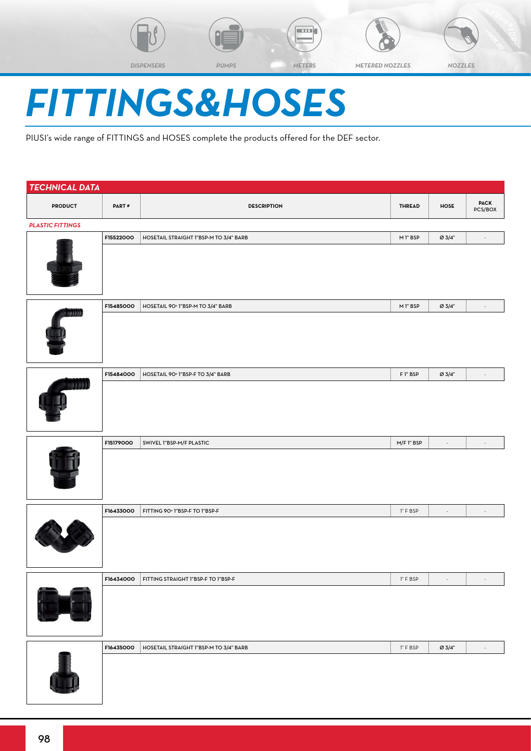DISPENSERS PUMPS METERS METERED NOZZLES NOZZLES

# FITTINGS&HOSES

PIUSI's wide range of FITTINGS and HOSES complete the products offered for the DEF sector.

## TECHNICAL DATA

| PRODUCT | PART # | DESCRIPTION | THREAD | HOSE | PACK PCS/BOX |
|---|---|---|---|---|---|
| *PLASTIC FITTINGS* | | | | | |
| | F15522000 | HOSETAIL STRAIGHT 1"BSP-M TO 3/4" BARB | M 1" BSP | Ø 3/4" | - |
| | F15485000 | HOSETAIL 90° 1"BSP-M TO 3/4" BARB | M 1" BSP | Ø 3/4" | - |
| | F15484000 | HOSETAIL 90° 1"BSP-F TO 3/4" BARB | F 1" BSP | Ø 3/4" | - |
| | F15179000 | SWIVEL 1"BSP-M/F PLASTIC | M/F 1" BSP | - | - |
| | F16433000 | FITTING 90° 1"BSP-F TO 1"BSP-F | 1" F BSP | - | - |
| | F16434000 | FITTING STRAIGHT 1"BSP-F TO 1"BSP-F | 1" F BSP | - | - |
| | F16435000 | HOSETAIL STRAIGHT 1"BSP-M TO 3/4" BARB | 1" F BSP | Ø 3/4" | - |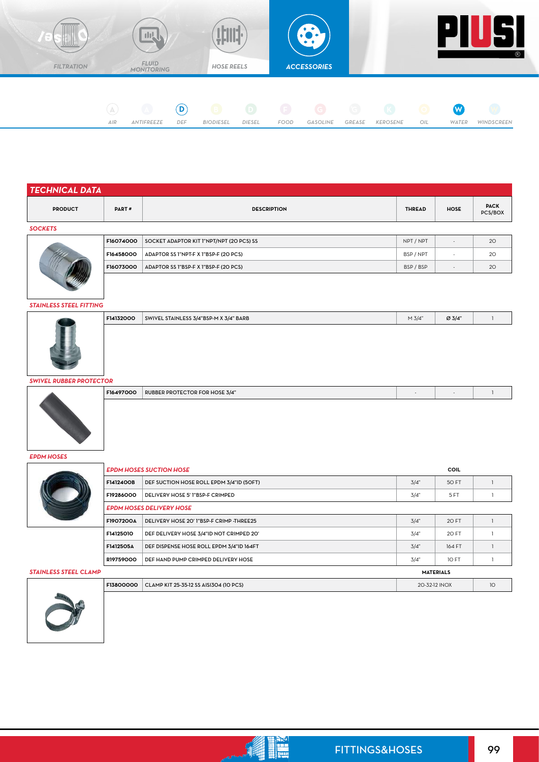FILTRATION | FLUID MONITORING | HOSE REELS | ACCESSORIES

AIR | ANTIFREEZE | DEF | BIODIESEL | DIESEL | FOOD | GASOLINE | GREASE | KEROSENE | OIL | WATER | WINDSCREEN

## TECHNICAL DATA

| PRODUCT | PART # | DESCRIPTION | THREAD | HOSE | PACK PCS/BOX |
|---|---|---|---|---|---|
| ***SOCKETS*** | | | | | |
| | F16074000 | SOCKET ADAPTOR KIT 1"NPT/NPT (20 PCS) SS | NPT / NPT | - | 20 |
| | F16458000 | ADAPTOR SS 1"NPT-F X 1"BSP-F (20 PCS) | BSP / NPT | - | 20 |
| | F16073000 | ADAPTOR SS 1"BSP-F X 1"BSP-F (20 PCS) | BSP / BSP | - | 20 |
| ***STAINLESS STEEL FITTING*** | | | | | |
| | F14132000 | SWIVEL STAINLESS 3/4"BSP-M X 3/4" BARB | M 3/4" | Ø 3/4" | 1 |
| ***SWIVEL RUBBER PROTECTOR*** | | | | | |
| | F16497000 | RUBBER PROTECTOR FOR HOSE 3/4" | - | - | 1 |
| ***EPDM HOSES*** | | | | | |
| | ***EPDM HOSES SUCTION HOSE*** | | | COIL | |
| | F1412400B | DEF SUCTION HOSE ROLL EPDM 3/4"ID (50FT) | 3/4" | 50 FT | 1 |
| | F19286000 | DELIVERY HOSE 5' 1"BSP-F CRIMPED | 3/4" | 5 FT | 1 |
| | ***EPDM HOSES DELIVERY HOSE*** | | | | |
| | F1907200A | DELIVERY HOSE 20' 1"BSP-F CRIMP -THREE25 | 3/4" | 20 FT | 1 |
| | F14125010 | DEF DELIVERY HOSE 3/4"ID NOT CRIMPED 20' | 3/4" | 20 FT | 1 |
| | F1412505A | DEF DISPENSE HOSE ROLL EPDM 3/4"ID 164FT | 3/4" | 164 FT | 1 |
| | R19759000 | DEF HAND PUMP CRIMPED DELIVERY HOSE | 3/4" | 10 FT | 1 |
| ***STAINLESS STEEL CLAMP*** | | | MATERIALS | | |
| | F13800000 | CLAMP KIT 25-35-12 SS AISI304 (10 PCS) | 20-32-12 INOX | | 10 |

FITTINGS&HOSES